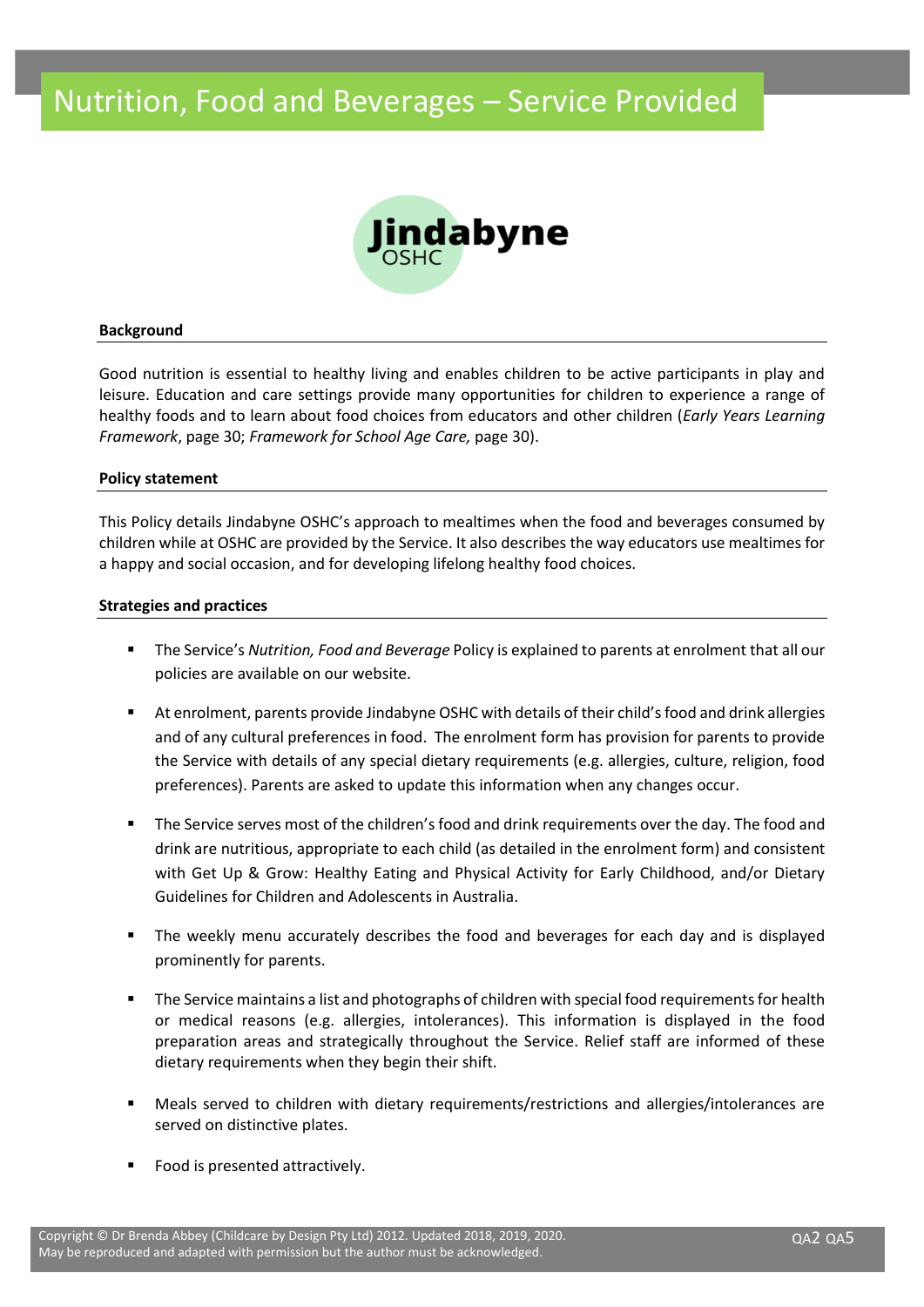# Nutrition, Food and Beverages – Service Provided

Jindabyne OSHC

## Background

Good nutrition is essential to healthy living and enables children to be active participants in play and leisure. Education and care settings provide many opportunities for children to experience a range of healthy foods and to learn about food choices from educators and other children (*Early Years Learning Framework*, page 30; *Framework for School Age Care,* page 30).

## Policy statement

This Policy details Jindabyne OSHC's approach to mealtimes when the food and beverages consumed by children while at OSHC are provided by the Service. It also describes the way educators use mealtimes for a happy and social occasion, and for developing lifelong healthy food choices.

## Strategies and practices

- The Service's *Nutrition, Food and Beverage* Policy is explained to parents at enrolment that all our policies are available on our website.
- At enrolment, parents provide Jindabyne OSHC with details of their child's food and drink allergies and of any cultural preferences in food. The enrolment form has provision for parents to provide the Service with details of any special dietary requirements (e.g. allergies, culture, religion, food preferences). Parents are asked to update this information when any changes occur.
- The Service serves most of the children's food and drink requirements over the day. The food and drink are nutritious, appropriate to each child (as detailed in the enrolment form) and consistent with Get Up & Grow: Healthy Eating and Physical Activity for Early Childhood, and/or Dietary Guidelines for Children and Adolescents in Australia.
- The weekly menu accurately describes the food and beverages for each day and is displayed prominently for parents.
- The Service maintains a list and photographs of children with special food requirements for health or medical reasons (e.g. allergies, intolerances). This information is displayed in the food preparation areas and strategically throughout the Service. Relief staff are informed of these dietary requirements when they begin their shift.
- Meals served to children with dietary requirements/restrictions and allergies/intolerances are served on distinctive plates.
- Food is presented attractively.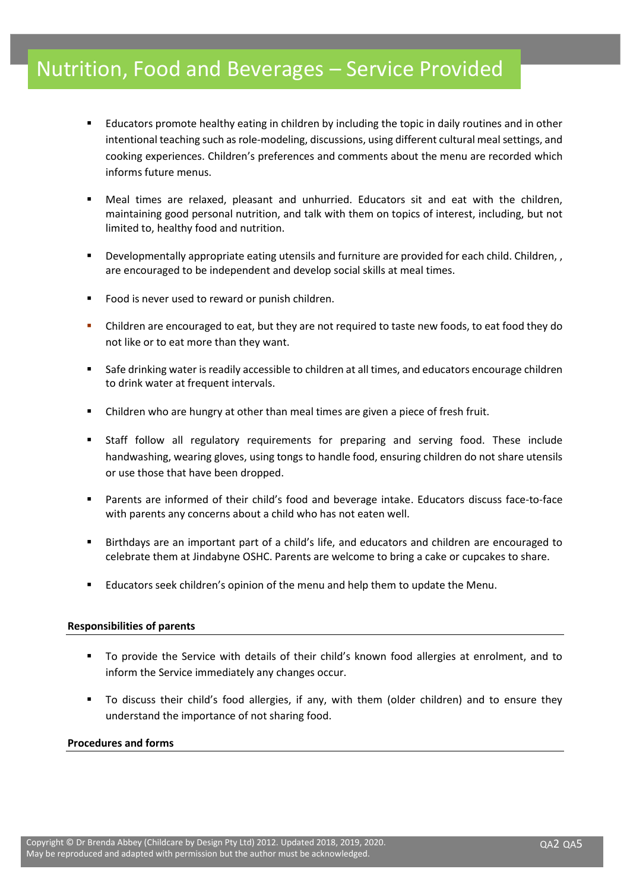# Nutrition, Food and Beverages – Service Provided

- Educators promote healthy eating in children by including the topic in daily routines and in other intentional teaching such as role-modeling, discussions, using different cultural meal settings, and cooking experiences. Children's preferences and comments about the menu are recorded which informs future menus.
- Meal times are relaxed, pleasant and unhurried. Educators sit and eat with the children, maintaining good personal nutrition, and talk with them on topics of interest, including, but not limited to, healthy food and nutrition.
- Developmentally appropriate eating utensils and furniture are provided for each child. Children, , are encouraged to be independent and develop social skills at meal times.
- Food is never used to reward or punish children.
- Children are encouraged to eat, but they are not required to taste new foods, to eat food they do not like or to eat more than they want.
- Safe drinking water is readily accessible to children at all times, and educators encourage children to drink water at frequent intervals.
- Children who are hungry at other than meal times are given a piece of fresh fruit.
- Staff follow all regulatory requirements for preparing and serving food. These include handwashing, wearing gloves, using tongs to handle food, ensuring children do not share utensils or use those that have been dropped.
- Parents are informed of their child's food and beverage intake. Educators discuss face-to-face with parents any concerns about a child who has not eaten well.
- Birthdays are an important part of a child's life, and educators and children are encouraged to celebrate them at Jindabyne OSHC. Parents are welcome to bring a cake or cupcakes to share.
- Educators seek children's opinion of the menu and help them to update the Menu.

**Responsibilities of parents**

- To provide the Service with details of their child's known food allergies at enrolment, and to inform the Service immediately any changes occur.
- To discuss their child's food allergies, if any, with them (older children) and to ensure they understand the importance of not sharing food.

**Procedures and forms**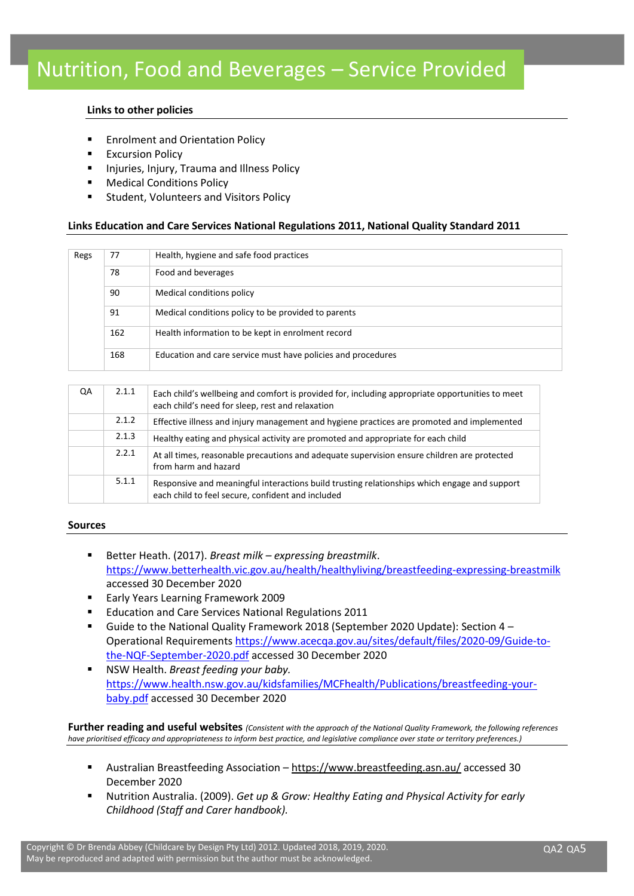# Nutrition, Food and Beverages – Service Provided

### Links to other policies

- Enrolment and Orientation Policy
- Excursion Policy
- Injuries, Injury, Trauma and Illness Policy
- Medical Conditions Policy
- Student, Volunteers and Visitors Policy

### Links Education and Care Services National Regulations 2011, National Quality Standard 2011

| Regs | 77 | Health, hygiene and safe food practices |
|---|---|---|
| | 78 | Food and beverages |
| | 90 | Medical conditions policy |
| | 91 | Medical conditions policy to be provided to parents |
| | 162 | Health information to be kept in enrolment record |
| | 168 | Education and care service must have policies and procedures |

| QA | 2.1.1 | Each child's wellbeing and comfort is provided for, including appropriate opportunities to meet each child's need for sleep, rest and relaxation |
|---|---|---|
| | 2.1.2 | Effective illness and injury management and hygiene practices are promoted and implemented |
| | 2.1.3 | Healthy eating and physical activity are promoted and appropriate for each child |
| | 2.2.1 | At all times, reasonable precautions and adequate supervision ensure children are protected from harm and hazard |
| | 5.1.1 | Responsive and meaningful interactions build trusting relationships which engage and support each child to feel secure, confident and included |

### Sources

- Better Heath. (2017). *Breast milk – expressing breastmilk*. https://www.betterhealth.vic.gov.au/health/healthyliving/breastfeeding-expressing-breastmilk accessed 30 December 2020
- Early Years Learning Framework 2009
- Education and Care Services National Regulations 2011
- Guide to the National Quality Framework 2018 (September 2020 Update): Section 4 – Operational Requirements https://www.acecqa.gov.au/sites/default/files/2020-09/Guide-to-the-NQF-September-2020.pdf accessed 30 December 2020
- NSW Health. *Breast feeding your baby*. https://www.health.nsw.gov.au/kidsfamilies/MCFhealth/Publications/breastfeeding-your-baby.pdf accessed 30 December 2020

### Further reading and useful websites *(Consistent with the approach of the National Quality Framework, the following references have prioritised efficacy and appropriateness to inform best practice, and legislative compliance over state or territory preferences.)*

- Australian Breastfeeding Association – https://www.breastfeeding.asn.au/ accessed 30 December 2020
- Nutrition Australia. (2009). *Get up & Grow: Healthy Eating and Physical Activity for early Childhood (Staff and Carer handbook).*

Copyright © Dr Brenda Abbey (Childcare by Design Pty Ltd) 2012. Updated 2018, 2019, 2020. May be reproduced and adapted with permission but the author must be acknowledged.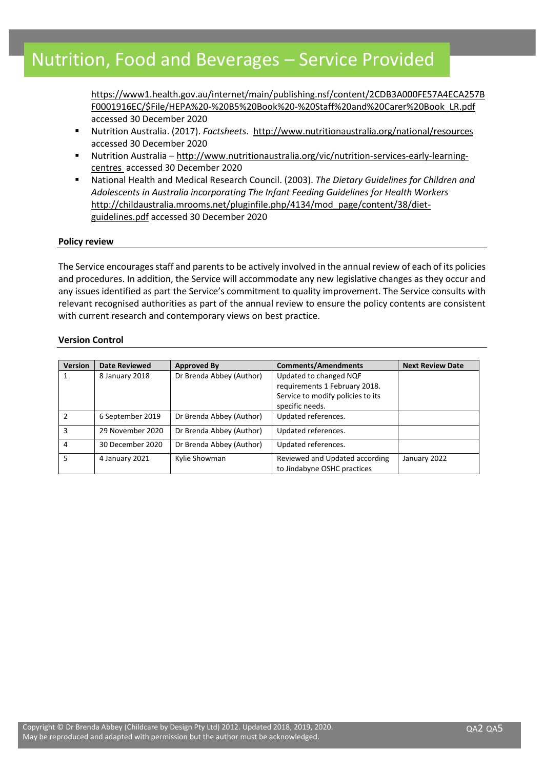https://www1.health.gov.au/internet/main/publishing.nsf/content/2CDB3A000FE57A4ECA257BF0001916EC/$File/HEPA%20-%20B5%20Book%20-%20Staff%20and%20Carer%20Book_LR.pdf accessed 30 December 2020

- Nutrition Australia. (2017). *Factsheets*. http://www.nutritionaustralia.org/national/resources accessed 30 December 2020
- Nutrition Australia – http://www.nutritionaustralia.org/vic/nutrition-services-early-learning-centres accessed 30 December 2020
- National Health and Medical Research Council. (2003). *The Dietary Guidelines for Children and Adolescents in Australia incorporating The Infant Feeding Guidelines for Health Workers* http://childaustralia.mrooms.net/pluginfile.php/4134/mod_page/content/38/diet-guidelines.pdf accessed 30 December 2020

**Policy review**

The Service encourages staff and parents to be actively involved in the annual review of each of its policies and procedures. In addition, the Service will accommodate any new legislative changes as they occur and any issues identified as part the Service's commitment to quality improvement. The Service consults with relevant recognised authorities as part of the annual review to ensure the policy contents are consistent with current research and contemporary views on best practice.

**Version Control**

| Version | Date Reviewed | Approved By | Comments/Amendments | Next Review Date |
|---|---|---|---|---|
| 1 | 8 January 2018 | Dr Brenda Abbey (Author) | Updated to changed NQF requirements 1 February 2018. Service to modify policies to its specific needs. | |
| 2 | 6 September 2019 | Dr Brenda Abbey (Author) | Updated references. | |
| 3 | 29 November 2020 | Dr Brenda Abbey (Author) | Updated references. | |
| 4 | 30 December 2020 | Dr Brenda Abbey (Author) | Updated references. | |
| 5 | 4 January 2021 | Kylie Showman | Reviewed and Updated according to Jindabyne OSHC practices | January 2022 |